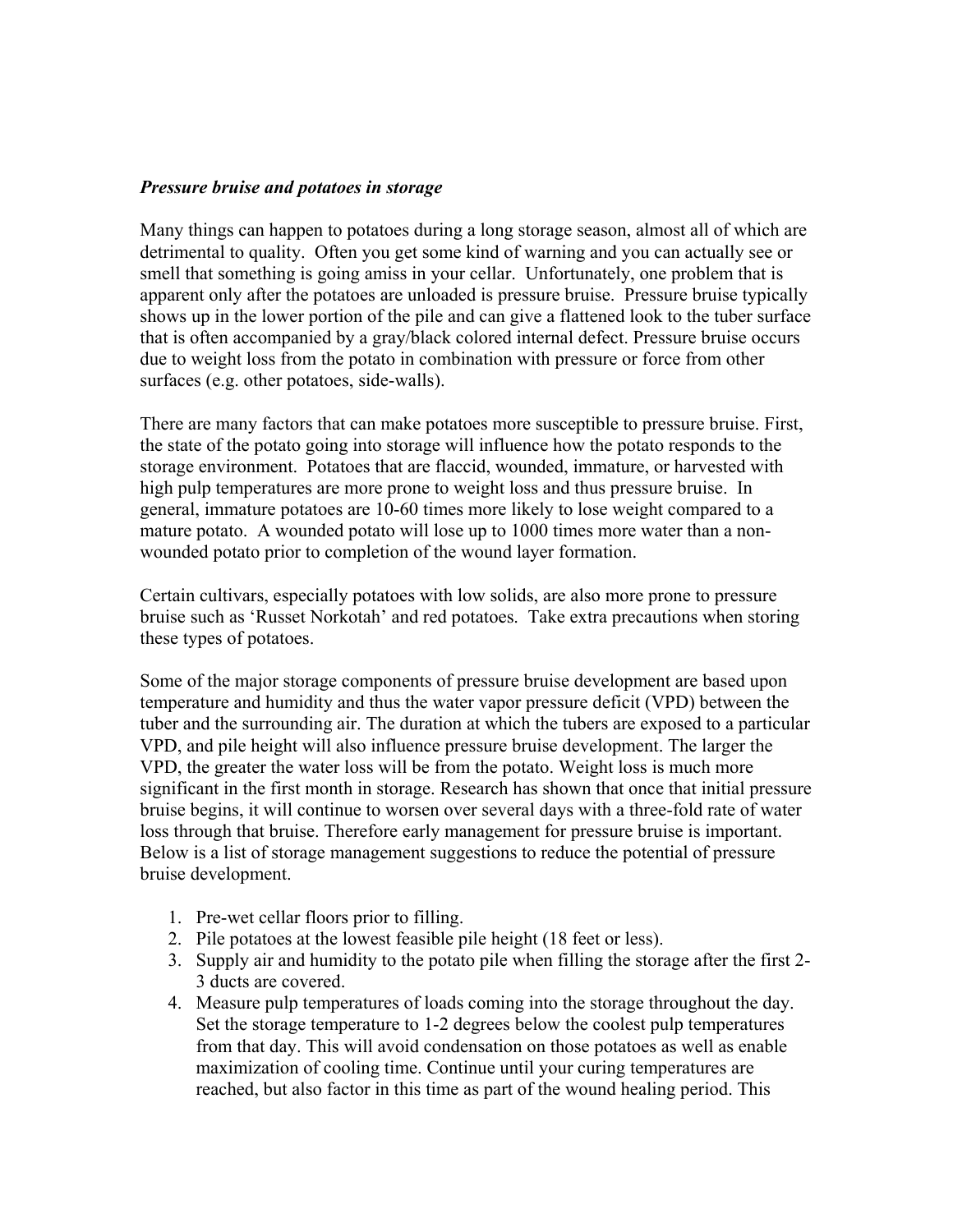***Pressure bruise and potatoes in storage***

Many things can happen to potatoes during a long storage season, almost all of which are detrimental to quality. Often you get some kind of warning and you can actually see or smell that something is going amiss in your cellar. Unfortunately, one problem that is apparent only after the potatoes are unloaded is pressure bruise. Pressure bruise typically shows up in the lower portion of the pile and can give a flattened look to the tuber surface that is often accompanied by a gray/black colored internal defect. Pressure bruise occurs due to weight loss from the potato in combination with pressure or force from other surfaces (e.g. other potatoes, side-walls).

There are many factors that can make potatoes more susceptible to pressure bruise. First, the state of the potato going into storage will influence how the potato responds to the storage environment. Potatoes that are flaccid, wounded, immature, or harvested with high pulp temperatures are more prone to weight loss and thus pressure bruise. In general, immature potatoes are 10-60 times more likely to lose weight compared to a mature potato. A wounded potato will lose up to 1000 times more water than a non-wounded potato prior to completion of the wound layer formation.

Certain cultivars, especially potatoes with low solids, are also more prone to pressure bruise such as 'Russet Norkotah' and red potatoes. Take extra precautions when storing these types of potatoes.

Some of the major storage components of pressure bruise development are based upon temperature and humidity and thus the water vapor pressure deficit (VPD) between the tuber and the surrounding air. The duration at which the tubers are exposed to a particular VPD, and pile height will also influence pressure bruise development. The larger the VPD, the greater the water loss will be from the potato. Weight loss is much more significant in the first month in storage. Research has shown that once that initial pressure bruise begins, it will continue to worsen over several days with a three-fold rate of water loss through that bruise. Therefore early management for pressure bruise is important. Below is a list of storage management suggestions to reduce the potential of pressure bruise development.

1. Pre-wet cellar floors prior to filling.
2. Pile potatoes at the lowest feasible pile height (18 feet or less).
3. Supply air and humidity to the potato pile when filling the storage after the first 2-3 ducts are covered.
4. Measure pulp temperatures of loads coming into the storage throughout the day. Set the storage temperature to 1-2 degrees below the coolest pulp temperatures from that day. This will avoid condensation on those potatoes as well as enable maximization of cooling time. Continue until your curing temperatures are reached, but also factor in this time as part of the wound healing period. This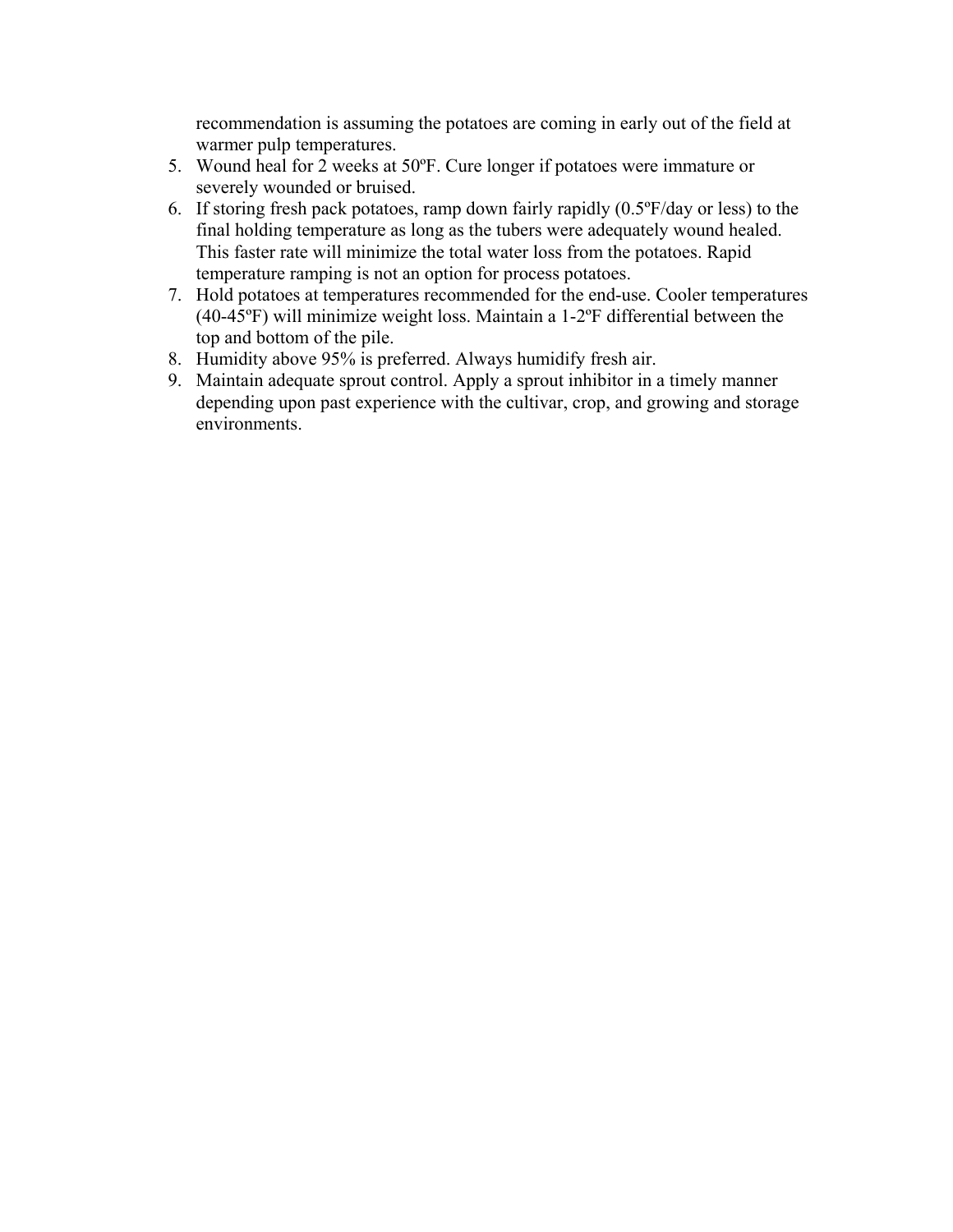recommendation is assuming the potatoes are coming in early out of the field at warmer pulp temperatures.

5. Wound heal for 2 weeks at 50ºF. Cure longer if potatoes were immature or severely wounded or bruised.
6. If storing fresh pack potatoes, ramp down fairly rapidly (0.5ºF/day or less) to the final holding temperature as long as the tubers were adequately wound healed. This faster rate will minimize the total water loss from the potatoes. Rapid temperature ramping is not an option for process potatoes.
7. Hold potatoes at temperatures recommended for the end-use. Cooler temperatures (40-45ºF) will minimize weight loss. Maintain a 1-2ºF differential between the top and bottom of the pile.
8. Humidity above 95% is preferred. Always humidify fresh air.
9. Maintain adequate sprout control. Apply a sprout inhibitor in a timely manner depending upon past experience with the cultivar, crop, and growing and storage environments.